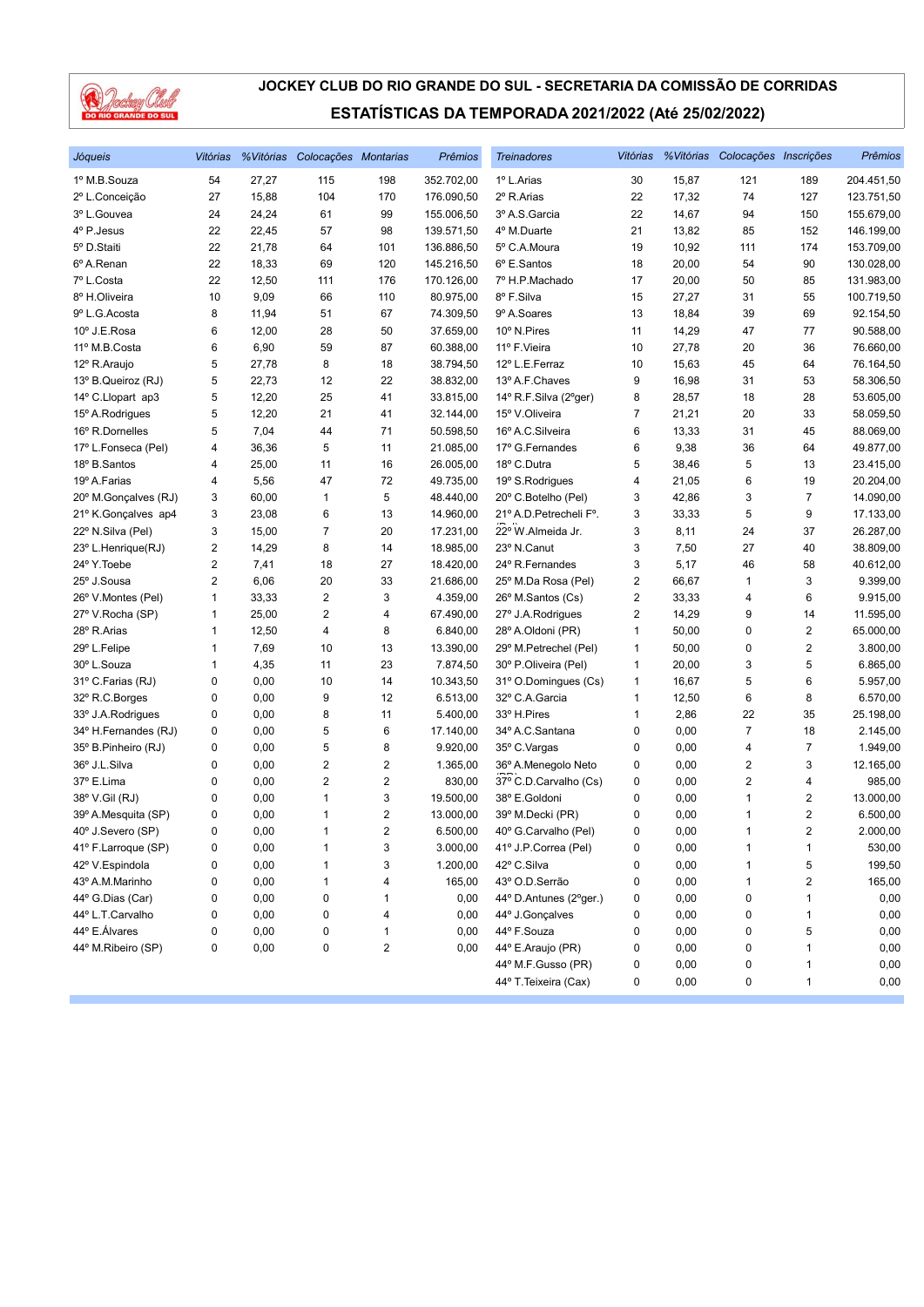# JOCKEY CLUB DO RIO GRANDE DO SUL - SECRETARIA DA COMISSÃO DE CORRIDAS

## ESTATÍSTICAS DA TEMPORADA 2021/2022 (Até 25/02/2022)

| *Jóqueis* | *Vitórias* | *%Vitórias* | *Colocações* | *Montarias* | *Prêmios* |
|---|---|---|---|---|---|
| 1º M.B.Souza | 54 | 27,27 | 115 | 198 | 352.702,00 |
| 2º L.Conceição | 27 | 15,88 | 104 | 170 | 176.090,50 |
| 3º L.Gouvea | 24 | 24,24 | 61 | 99 | 155.006,50 |
| 4º P.Jesus | 22 | 22,45 | 57 | 98 | 139.571,50 |
| 5º D.Staiti | 22 | 21,78 | 64 | 101 | 136.886,50 |
| 6º A.Renan | 22 | 18,33 | 69 | 120 | 145.216,50 |
| 7º L.Costa | 22 | 12,50 | 111 | 176 | 170.126,00 |
| 8º H.Oliveira | 10 | 9,09 | 66 | 110 | 80.975,00 |
| 9º L.G.Acosta | 8 | 11,94 | 51 | 67 | 74.309,50 |
| 10º J.E.Rosa | 6 | 12,00 | 28 | 50 | 37.659,00 |
| 11º M.B.Costa | 6 | 6,90 | 59 | 87 | 60.388,00 |
| 12º R.Araujo | 5 | 27,78 | 8 | 18 | 38.794,50 |
| 13º B.Queiroz (RJ) | 5 | 22,73 | 12 | 22 | 38.832,00 |
| 14º C.Llopart ap3 | 5 | 12,20 | 25 | 41 | 33.815,00 |
| 15º A.Rodrigues | 5 | 12,20 | 21 | 41 | 32.144,00 |
| 16º R.Dornelles | 5 | 7,04 | 44 | 71 | 50.598,50 |
| 17º L.Fonseca (Pel) | 4 | 36,36 | 5 | 11 | 21.085,00 |
| 18º B.Santos | 4 | 25,00 | 11 | 16 | 26.005,00 |
| 19º A.Farias | 4 | 5,56 | 47 | 72 | 49.735,00 |
| 20º M.Gonçalves (RJ) | 3 | 60,00 | 1 | 5 | 48.440,00 |
| 21º K.Gonçalves ap4 | 3 | 23,08 | 6 | 13 | 14.960,00 |
| 22º N.Silva (Pel) | 3 | 15,00 | 7 | 20 | 17.231,00 |
| 23º L.Henrique(RJ) | 2 | 14,29 | 8 | 14 | 18.985,00 |
| 24º Y.Toebe | 2 | 7,41 | 18 | 27 | 18.420,00 |
| 25º J.Sousa | 2 | 6,06 | 20 | 33 | 21.686,00 |
| 26º V.Montes (Pel) | 1 | 33,33 | 2 | 3 | 4.359,00 |
| 27º V.Rocha (SP) | 1 | 25,00 | 2 | 4 | 67.490,00 |
| 28º R.Arias | 1 | 12,50 | 4 | 8 | 6.840,00 |
| 29º L.Felipe | 1 | 7,69 | 10 | 13 | 13.390,00 |
| 30º L.Souza | 1 | 4,35 | 11 | 23 | 7.874,50 |
| 31º C.Farias (RJ) | 0 | 0,00 | 10 | 14 | 10.343,50 |
| 32º R.C.Borges | 0 | 0,00 | 9 | 12 | 6.513,00 |
| 33º J.A.Rodrigues | 0 | 0,00 | 8 | 11 | 5.400,00 |
| 34º H.Fernandes (RJ) | 0 | 0,00 | 5 | 6 | 17.140,00 |
| 35º B.Pinheiro (RJ) | 0 | 0,00 | 5 | 8 | 9.920,00 |
| 36º J.L.Silva | 0 | 0,00 | 2 | 2 | 1.365,00 |
| 37º E.Lima | 0 | 0,00 | 2 | 2 | 830,00 |
| 38º V.Gil (RJ) | 0 | 0,00 | 1 | 3 | 19.500,00 |
| 39º A.Mesquita (SP) | 0 | 0,00 | 1 | 2 | 13.000,00 |
| 40º J.Severo (SP) | 0 | 0,00 | 1 | 2 | 6.500,00 |
| 41º F.Larroque (SP) | 0 | 0,00 | 1 | 3 | 3.000,00 |
| 42º V.Espindola | 0 | 0,00 | 1 | 3 | 1.200,00 |
| 43º A.M.Marinho | 0 | 0,00 | 1 | 4 | 165,00 |
| 44º G.Dias (Car) | 0 | 0,00 | 0 | 1 | 0,00 |
| 44º L.T.Carvalho | 0 | 0,00 | 0 | 4 | 0,00 |
| 44º E.Álvares | 0 | 0,00 | 0 | 1 | 0,00 |
| 44º M.Ribeiro (SP) | 0 | 0,00 | 0 | 2 | 0,00 |

| *Treinadores* | *Vitórias* | *%Vitórias* | *Colocações* | *Inscrições* | *Prêmios* |
|---|---|---|---|---|---|
| 1º L.Arias | 30 | 15,87 | 121 | 189 | 204.451,50 |
| 2º R.Arias | 22 | 17,32 | 74 | 127 | 123.751,50 |
| 3º A.S.Garcia | 22 | 14,67 | 94 | 150 | 155.679,00 |
| 4º M.Duarte | 21 | 13,82 | 85 | 152 | 146.199,00 |
| 5º C.A.Moura | 19 | 10,92 | 111 | 174 | 153.709,00 |
| 6º E.Santos | 18 | 20,00 | 54 | 90 | 130.028,00 |
| 7º H.P.Machado | 17 | 20,00 | 50 | 85 | 131.983,00 |
| 8º F.Silva | 15 | 27,27 | 31 | 55 | 100.719,50 |
| 9º A.Soares | 13 | 18,84 | 39 | 69 | 92.154,50 |
| 10º N.Pires | 11 | 14,29 | 47 | 77 | 90.588,00 |
| 11º F.Vieira | 10 | 27,78 | 20 | 36 | 76.660,00 |
| 12º L.E.Ferraz | 10 | 15,63 | 45 | 64 | 76.164,50 |
| 13º A.F.Chaves | 9 | 16,98 | 31 | 53 | 58.306,50 |
| 14º R.F.Silva (2ºger) | 8 | 28,57 | 18 | 28 | 53.605,00 |
| 15º V.Oliveira | 7 | 21,21 | 20 | 33 | 58.059,50 |
| 16º A.C.Silveira | 6 | 13,33 | 31 | 45 | 88.069,00 |
| 17º G.Fernandes | 6 | 9,38 | 36 | 64 | 49.877,00 |
| 18º C.Dutra | 5 | 38,46 | 5 | 13 | 23.415,00 |
| 19º S.Rodrigues | 4 | 21,05 | 6 | 19 | 20.204,00 |
| 20º C.Botelho (Pel) | 3 | 42,86 | 3 | 7 | 14.090,00 |
| 21º A.D.Petrecheli Fº. | 3 | 33,33 | 5 | 9 | 17.133,00 |
| 22º W.Almeida Jr. | 3 | 8,11 | 24 | 37 | 26.287,00 |
| 23º N.Canut | 3 | 7,50 | 27 | 40 | 38.809,00 |
| 24º R.Fernandes | 3 | 5,17 | 46 | 58 | 40.612,00 |
| 25º M.Da Rosa (Pel) | 2 | 66,67 | 1 | 3 | 9.399,00 |
| 26º M.Santos (Cs) | 2 | 33,33 | 4 | 6 | 9.915,00 |
| 27º J.A.Rodrigues | 2 | 14,29 | 9 | 14 | 11.595,00 |
| 28º A.Oldoni (PR) | 1 | 50,00 | 0 | 2 | 65.000,00 |
| 29º M.Petrechel (Pel) | 1 | 50,00 | 0 | 2 | 3.800,00 |
| 30º P.Oliveira (Pel) | 1 | 20,00 | 3 | 5 | 6.865,00 |
| 31º O.Domingues (Cs) | 1 | 16,67 | 5 | 6 | 5.957,00 |
| 32º C.A.Garcia | 1 | 12,50 | 6 | 8 | 6.570,00 |
| 33º H.Pires | 1 | 2,86 | 22 | 35 | 25.198,00 |
| 34º A.C.Santana | 0 | 0,00 | 7 | 18 | 2.145,00 |
| 35º C.Vargas | 0 | 0,00 | 4 | 7 | 1.949,00 |
| 36º A.Menegolo Neto | 0 | 0,00 | 2 | 3 | 12.165,00 |
| 37º C.D.Carvalho (Cs) | 0 | 0,00 | 2 | 4 | 985,00 |
| 38º E.Goldoni | 0 | 0,00 | 1 | 2 | 13.000,00 |
| 39º M.Decki (PR) | 0 | 0,00 | 1 | 2 | 6.500,00 |
| 40º G.Carvalho (Pel) | 0 | 0,00 | 1 | 2 | 2.000,00 |
| 41º J.P.Correa (Pel) | 0 | 0,00 | 1 | 1 | 530,00 |
| 42º C.Silva | 0 | 0,00 | 1 | 5 | 199,50 |
| 43º O.D.Serrão | 0 | 0,00 | 1 | 2 | 165,00 |
| 44º D.Antunes (2ºger.) | 0 | 0,00 | 0 | 1 | 0,00 |
| 44º J.Gonçalves | 0 | 0,00 | 0 | 1 | 0,00 |
| 44º F.Souza | 0 | 0,00 | 0 | 5 | 0,00 |
| 44º E.Araujo (PR) | 0 | 0,00 | 0 | 1 | 0,00 |
| 44º M.F.Gusso (PR) | 0 | 0,00 | 0 | 1 | 0,00 |
| 44º T.Teixeira (Cax) | 0 | 0,00 | 0 | 1 | 0,00 |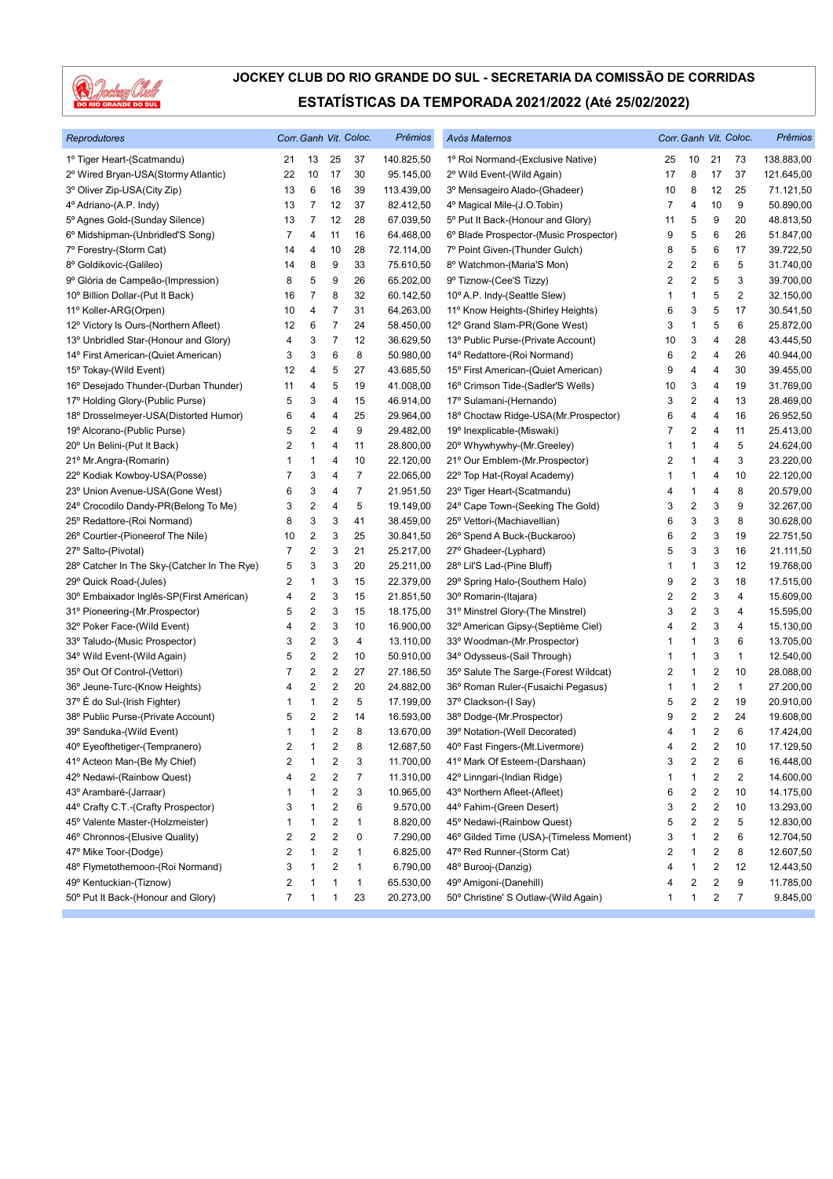# JOCKEY CLUB DO RIO GRANDE DO SUL - SECRETARIA DA COMISSÃO DE CORRIDAS

## ESTATÍSTICAS DA TEMPORADA 2021/2022 (Até 25/02/2022)

| *Reprodutores* | *Corr.* | *Ganh* | *Vit.* | *Coloc.* | *Prêmios* |
|---|---|---|---|---|---|
| 1º Tiger Heart-(Scatmandu) | 21 | 13 | 25 | 37 | 140.825,50 |
| 2º Wired Bryan-USA(Stormy Atlantic) | 22 | 10 | 17 | 30 | 95.145,00 |
| 3º Oliver Zip-USA(City Zip) | 13 | 6 | 16 | 39 | 113.439,00 |
| 4º Adriano-(A.P. Indy) | 13 | 7 | 12 | 37 | 82.412,50 |
| 5º Agnes Gold-(Sunday Silence) | 13 | 7 | 12 | 28 | 67.039,50 |
| 6º Midshipman-(Unbridled'S Song) | 7 | 4 | 11 | 16 | 64.468,00 |
| 7º Forestry-(Storm Cat) | 14 | 4 | 10 | 28 | 72.114,00 |
| 8º Goldikovic-(Galileo) | 14 | 8 | 9 | 33 | 75.610,50 |
| 9º Glória de Campeão-(Impression) | 8 | 5 | 9 | 26 | 65.202,00 |
| 10º Billion Dollar-(Put It Back) | 16 | 7 | 8 | 32 | 60.142,50 |
| 11º Koller-ARG(Orpen) | 10 | 4 | 7 | 31 | 64.263,00 |
| 12º Victory Is Ours-(Northern Afleet) | 12 | 6 | 7 | 24 | 58.450,00 |
| 13º Unbridled Star-(Honour and Glory) | 4 | 3 | 7 | 12 | 36.629,50 |
| 14º First American-(Quiet American) | 3 | 3 | 6 | 8 | 50.980,00 |
| 15º Tokay-(Wild Event) | 12 | 4 | 5 | 27 | 43.685,50 |
| 16º Desejado Thunder-(Durban Thunder) | 11 | 4 | 5 | 19 | 41.008,00 |
| 17º Holding Glory-(Public Purse) | 5 | 3 | 4 | 15 | 46.914,00 |
| 18º Drosselmeyer-USA(Distorted Humor) | 6 | 4 | 4 | 25 | 29.964,00 |
| 19º Alcorano-(Public Purse) | 5 | 2 | 4 | 9 | 29.482,00 |
| 20º Un Belini-(Put It Back) | 2 | 1 | 4 | 11 | 28.800,00 |
| 21º Mr.Angra-(Romarin) | 1 | 1 | 4 | 10 | 22.120,00 |
| 22º Kodiak Kowboy-USA(Posse) | 7 | 3 | 4 | 7 | 22.065,00 |
| 23º Union Avenue-USA(Gone West) | 6 | 3 | 4 | 7 | 21.951,50 |
| 24º Crocodilo Dandy-PR(Belong To Me) | 3 | 2 | 4 | 5 | 19.149,00 |
| 25º Redattore-(Roi Normand) | 8 | 3 | 3 | 41 | 38.459,00 |
| 26º Courtier-(Pioneerof The Nile) | 10 | 2 | 3 | 25 | 30.841,50 |
| 27º Salto-(Pivotal) | 7 | 2 | 3 | 21 | 25.217,00 |
| 28º Catcher In The Sky-(Catcher In The Rye) | 5 | 3 | 3 | 20 | 25.211,00 |
| 29º Quick Road-(Jules) | 2 | 1 | 3 | 15 | 22.379,00 |
| 30º Embaixador Inglês-SP(First American) | 4 | 2 | 3 | 15 | 21.851,50 |
| 31º Pioneering-(Mr.Prospector) | 5 | 2 | 3 | 15 | 18.175,00 |
| 32º Poker Face-(Wild Event) | 4 | 2 | 3 | 10 | 16.900,00 |
| 33º Taludo-(Music Prospector) | 3 | 2 | 3 | 4 | 13.110,00 |
| 34º Wild Event-(Wild Again) | 5 | 2 | 2 | 10 | 50.910,00 |
| 35º Out Of Control-(Vettori) | 7 | 2 | 2 | 27 | 27.186,50 |
| 36º Jeune-Turc-(Know Heights) | 4 | 2 | 2 | 20 | 24.882,00 |
| 37º É do Sul-(Irish Fighter) | 1 | 1 | 2 | 5 | 17.199,00 |
| 38º Public Purse-(Private Account) | 5 | 2 | 2 | 14 | 16.593,00 |
| 39º Sanduka-(Wild Event) | 1 | 1 | 2 | 8 | 13.670,00 |
| 40º Eyeofthetiger-(Tempranero) | 2 | 1 | 2 | 8 | 12.687,50 |
| 41º Acteon Man-(Be My Chief) | 2 | 1 | 2 | 3 | 11.700,00 |
| 42º Nedawi-(Rainbow Quest) | 4 | 2 | 2 | 7 | 11.310,00 |
| 43º Arambaré-(Jarraar) | 1 | 1 | 2 | 3 | 10.965,00 |
| 44º Crafty C.T.-(Crafty Prospector) | 3 | 1 | 2 | 6 | 9.570,00 |
| 45º Valente Master-(Holzmeister) | 1 | 1 | 2 | 1 | 8.820,00 |
| 46º Chronnos-(Elusive Quality) | 2 | 2 | 2 | 0 | 7.290,00 |
| 47º Mike Toor-(Dodge) | 2 | 1 | 2 | 1 | 6.825,00 |
| 48º Flymetothemoon-(Roi Normand) | 3 | 1 | 2 | 1 | 6.790,00 |
| 49º Kentuckian-(Tiznow) | 2 | 1 | 1 | 1 | 65.530,00 |
| 50º Put It Back-(Honour and Glory) | 7 | 1 | 1 | 23 | 20.273,00 |

| *Avós Maternos* | *Corr.* | *Ganh* | *Vit.* | *Coloc.* | *Prêmios* |
|---|---|---|---|---|---|
| 1º Roi Normand-(Exclusive Native) | 25 | 10 | 21 | 73 | 138.883,00 |
| 2º Wild Event-(Wild Again) | 17 | 8 | 17 | 37 | 121.645,00 |
| 3º Mensageiro Alado-(Ghadeer) | 10 | 8 | 12 | 25 | 71.121,50 |
| 4º Magical Mile-(J.O.Tobin) | 7 | 4 | 10 | 9 | 50.890,00 |
| 5º Put It Back-(Honour and Glory) | 11 | 5 | 9 | 20 | 48.813,50 |
| 6º Blade Prospector-(Music Prospector) | 9 | 5 | 6 | 26 | 51.847,00 |
| 7º Point Given-(Thunder Gulch) | 8 | 5 | 6 | 17 | 39.722,50 |
| 8º Watchmon-(Maria'S Mon) | 2 | 2 | 6 | 5 | 31.740,00 |
| 9º Tiznow-(Cee'S Tizzy) | 2 | 2 | 5 | 3 | 39.700,00 |
| 10º A.P. Indy-(Seattle Slew) | 1 | 1 | 5 | 2 | 32.150,00 |
| 11º Know Heights-(Shirley Heights) | 6 | 3 | 5 | 17 | 30.541,50 |
| 12º Grand Slam-PR(Gone West) | 3 | 1 | 5 | 6 | 25.872,00 |
| 13º Public Purse-(Private Account) | 10 | 3 | 4 | 28 | 43.445,50 |
| 14º Redattore-(Roi Normand) | 6 | 2 | 4 | 26 | 40.944,00 |
| 15º First American-(Quiet American) | 9 | 4 | 4 | 30 | 39.455,00 |
| 16º Crimson Tide-(Sadler'S Wells) | 10 | 3 | 4 | 19 | 31.769,00 |
| 17º Sulamani-(Hernando) | 3 | 2 | 4 | 13 | 28.469,00 |
| 18º Choctaw Ridge-USA(Mr.Prospector) | 6 | 4 | 4 | 16 | 26.952,50 |
| 19º Inexplicable-(Miswaki) | 7 | 2 | 4 | 11 | 25.413,00 |
| 20º Whywhywhy-(Mr.Greeley) | 1 | 1 | 4 | 5 | 24.624,00 |
| 21º Our Emblem-(Mr.Prospector) | 2 | 1 | 4 | 3 | 23.220,00 |
| 22º Top Hat-(Royal Academy) | 1 | 1 | 4 | 10 | 22.120,00 |
| 23º Tiger Heart-(Scatmandu) | 4 | 1 | 4 | 8 | 20.579,00 |
| 24º Cape Town-(Seeking The Gold) | 3 | 2 | 3 | 9 | 32.267,00 |
| 25º Vettori-(Machiavellian) | 6 | 3 | 3 | 8 | 30.628,00 |
| 26º Spend A Buck-(Buckaroo) | 6 | 2 | 3 | 19 | 22.751,50 |
| 27º Ghadeer-(Lyphard) | 5 | 3 | 3 | 16 | 21.111,50 |
| 28º Lil'S Lad-(Pine Bluff) | 1 | 1 | 3 | 12 | 19.768,00 |
| 29º Spring Halo-(Southern Halo) | 9 | 2 | 3 | 18 | 17.515,00 |
| 30º Romarin-(Itajara) | 2 | 2 | 3 | 4 | 15.609,00 |
| 31º Minstrel Glory-(The Minstrel) | 3 | 2 | 3 | 4 | 15.595,00 |
| 32º American Gipsy-(Septième Ciel) | 4 | 2 | 3 | 4 | 15.130,00 |
| 33º Woodman-(Mr.Prospector) | 1 | 1 | 3 | 6 | 13.705,00 |
| 34º Odysseus-(Sail Through) | 1 | 1 | 3 | 1 | 12.540,00 |
| 35º Salute The Sarge-(Forest Wildcat) | 2 | 1 | 2 | 10 | 28.088,00 |
| 36º Roman Ruler-(Fusaichi Pegasus) | 1 | 1 | 2 | 1 | 27.200,00 |
| 37º Clackson-(I Say) | 5 | 2 | 2 | 19 | 20.910,00 |
| 38º Dodge-(Mr.Prospector) | 9 | 2 | 2 | 24 | 19.608,00 |
| 39º Notation-(Well Decorated) | 4 | 1 | 2 | 6 | 17.424,00 |
| 40º Fast Fingers-(Mt.Livermore) | 4 | 2 | 2 | 10 | 17.129,50 |
| 41º Mark Of Esteem-(Darshaan) | 3 | 2 | 2 | 6 | 16.448,00 |
| 42º Linngari-(Indian Ridge) | 1 | 1 | 2 | 2 | 14.600,00 |
| 43º Northern Afleet-(Afleet) | 6 | 2 | 2 | 10 | 14.175,00 |
| 44º Fahim-(Green Desert) | 3 | 2 | 2 | 10 | 13.293,00 |
| 45º Nedawi-(Rainbow Quest) | 5 | 2 | 2 | 5 | 12.830,00 |
| 46º Gilded Time (USA)-(Timeless Moment) | 3 | 1 | 2 | 6 | 12.704,50 |
| 47º Red Runner-(Storm Cat) | 2 | 1 | 2 | 8 | 12.607,50 |
| 48º Burooj-(Danzig) | 4 | 1 | 2 | 12 | 12.443,50 |
| 49º Amigoni-(Danehill) | 4 | 2 | 2 | 9 | 11.785,00 |
| 50º Christine' S Outlaw-(Wild Again) | 1 | 1 | 2 | 7 | 9.845,00 |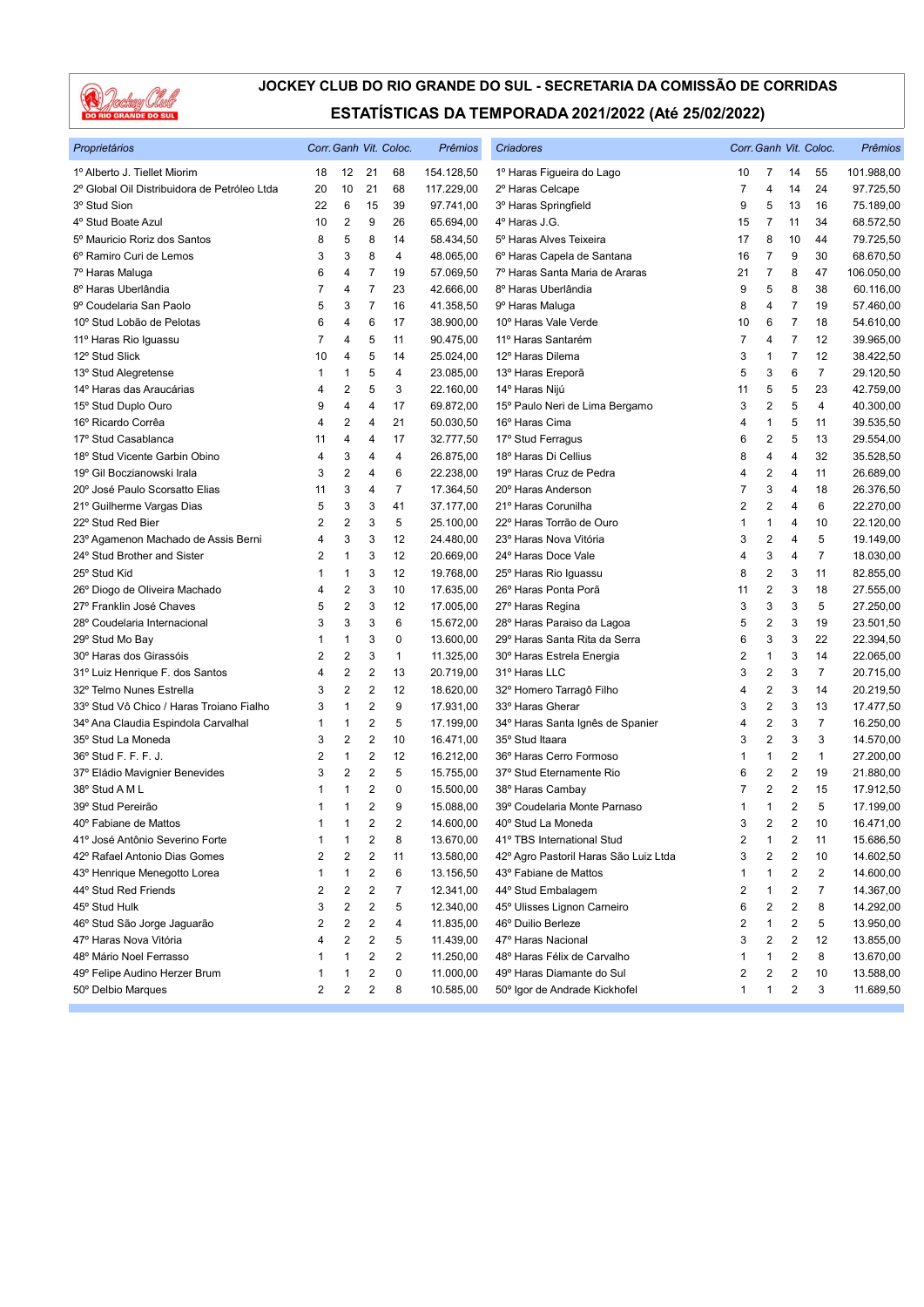# JOCKEY CLUB DO RIO GRANDE DO SUL - SECRETARIA DA COMISSÃO DE CORRIDAS

## ESTATÍSTICAS DA TEMPORADA 2021/2022 (Até 25/02/2022)

| Proprietários | Corr. | Ganh | Vit. | Coloc. | Prêmios |
|---|---|---|---|---|---|
| 1º Alberto J. Tiellet Miorim | 18 | 12 | 21 | 68 | 154.128,50 |
| 2º Global Oil Distribuidora de Petróleo Ltda | 20 | 10 | 21 | 68 | 117.229,00 |
| 3º Stud Sion | 22 | 6 | 15 | 39 | 97.741,00 |
| 4º Stud Boate Azul | 10 | 2 | 9 | 26 | 65.694,00 |
| 5º Mauricio Roriz dos Santos | 8 | 5 | 8 | 14 | 58.434,50 |
| 6º Ramiro Curi de Lemos | 3 | 3 | 8 | 4 | 48.065,00 |
| 7º Haras Maluga | 6 | 4 | 7 | 19 | 57.069,50 |
| 8º Haras Uberlândia | 7 | 4 | 7 | 23 | 42.666,00 |
| 9º Coudelaria San Paolo | 5 | 3 | 7 | 16 | 41.358,50 |
| 10º Stud Lobão de Pelotas | 6 | 4 | 6 | 17 | 38.900,00 |
| 11º Haras Rio Iguassu | 7 | 4 | 5 | 11 | 90.475,00 |
| 12º Stud Slick | 10 | 4 | 5 | 14 | 25.024,00 |
| 13º Stud Alegretense | 1 | 1 | 5 | 4 | 23.085,00 |
| 14º Haras das Araucárias | 4 | 2 | 5 | 3 | 22.160,00 |
| 15º Stud Duplo Ouro | 9 | 4 | 4 | 17 | 69.872,00 |
| 16º Ricardo Corrêa | 4 | 2 | 4 | 21 | 50.030,50 |
| 17º Stud Casablanca | 11 | 4 | 4 | 17 | 32.777,50 |
| 18º Stud Vicente Garbin Obino | 4 | 3 | 4 | 4 | 26.875,00 |
| 19º Gil Boczianowski Irala | 3 | 2 | 4 | 6 | 22.238,00 |
| 20º José Paulo Scorsatto Elias | 11 | 3 | 4 | 7 | 17.364,50 |
| 21º Guilherme Vargas Dias | 5 | 3 | 3 | 41 | 37.177,00 |
| 22º Stud Red Bier | 2 | 2 | 3 | 5 | 25.100,00 |
| 23º Agamenon Machado de Assis Berni | 4 | 3 | 3 | 12 | 24.480,00 |
| 24º Stud Brother and Sister | 2 | 1 | 3 | 12 | 20.669,00 |
| 25º Stud Kid | 1 | 1 | 3 | 12 | 19.768,00 |
| 26º Diogo de Oliveira Machado | 4 | 2 | 3 | 10 | 17.635,00 |
| 27º Franklin José Chaves | 5 | 2 | 3 | 12 | 17.005,00 |
| 28º Coudelaria Internacional | 3 | 3 | 3 | 6 | 15.672,00 |
| 29º Stud Mo Bay | 1 | 1 | 3 | 0 | 13.600,00 |
| 30º Haras dos Girassóis | 2 | 2 | 3 | 1 | 11.325,00 |
| 31º Luiz Henrique F. dos Santos | 4 | 2 | 2 | 13 | 20.719,00 |
| 32º Telmo Nunes Estrella | 3 | 2 | 2 | 12 | 18.620,00 |
| 33º Stud Vô Chico / Haras Troiano Fialho | 3 | 1 | 2 | 9 | 17.931,00 |
| 34º Ana Claudia Espindola Carvalhal | 1 | 1 | 2 | 5 | 17.199,00 |
| 35º Stud La Moneda | 3 | 2 | 2 | 10 | 16.471,00 |
| 36º Stud F. F. F. J. | 2 | 1 | 2 | 12 | 16.212,00 |
| 37º Eládio Mavignier Benevides | 3 | 2 | 2 | 5 | 15.755,00 |
| 38º Stud A M L | 1 | 1 | 2 | 0 | 15.500,00 |
| 39º Stud Pereirão | 1 | 1 | 2 | 9 | 15.088,00 |
| 40º Fabiane de Mattos | 1 | 1 | 2 | 2 | 14.600,00 |
| 41º José Antônio Severino Forte | 1 | 1 | 2 | 8 | 13.670,00 |
| 42º Rafael Antonio Dias Gomes | 2 | 2 | 2 | 11 | 13.580,00 |
| 43º Henrique Menegotto Lorea | 1 | 1 | 2 | 6 | 13.156,50 |
| 44º Stud Red Friends | 2 | 2 | 2 | 7 | 12.341,00 |
| 45º Stud Hulk | 3 | 2 | 2 | 5 | 12.340,00 |
| 46º Stud São Jorge Jaguarão | 2 | 2 | 2 | 4 | 11.835,00 |
| 47º Haras Nova Vitória | 4 | 2 | 2 | 5 | 11.439,00 |
| 48º Mário Noel Ferrasso | 1 | 1 | 2 | 2 | 11.250,00 |
| 49º Felipe Audino Herzer Brum | 1 | 1 | 2 | 0 | 11.000,00 |
| 50º Delbio Marques | 2 | 2 | 2 | 8 | 10.585,00 |

| Criadores | Corr. | Ganh | Vit. | Coloc. | Prêmios |
|---|---|---|---|---|---|
| 1º Haras Figueira do Lago | 10 | 7 | 14 | 55 | 101.988,00 |
| 2º Haras Celcape | 7 | 4 | 14 | 24 | 97.725,50 |
| 3º Haras Springfield | 9 | 5 | 13 | 16 | 75.189,00 |
| 4º Haras J.G. | 15 | 7 | 11 | 34 | 68.572,50 |
| 5º Haras Alves Teixeira | 17 | 8 | 10 | 44 | 79.725,50 |
| 6º Haras Capela de Santana | 16 | 7 | 9 | 30 | 68.670,50 |
| 7º Haras Santa Maria de Araras | 21 | 7 | 8 | 47 | 106.050,00 |
| 8º Haras Uberlândia | 9 | 5 | 8 | 38 | 60.116,00 |
| 9º Haras Maluga | 8 | 4 | 7 | 19 | 57.460,00 |
| 10º Haras Vale Verde | 10 | 6 | 7 | 18 | 54.610,00 |
| 11º Haras Santarém | 7 | 4 | 7 | 12 | 39.965,00 |
| 12º Haras Dilema | 3 | 1 | 7 | 12 | 38.422,50 |
| 13º Haras Ereporã | 5 | 3 | 6 | 7 | 29.120,50 |
| 14º Haras Nijú | 11 | 5 | 5 | 23 | 42.759,00 |
| 15º Paulo Neri de Lima Bergamo | 3 | 2 | 5 | 4 | 40.300,00 |
| 16º Haras Cima | 4 | 1 | 5 | 11 | 39.535,50 |
| 17º Stud Ferragus | 6 | 2 | 5 | 13 | 29.554,00 |
| 18º Haras Di Cellius | 8 | 4 | 4 | 32 | 35.528,50 |
| 19º Haras Cruz de Pedra | 4 | 2 | 4 | 11 | 26.689,00 |
| 20º Haras Anderson | 7 | 3 | 4 | 18 | 26.376,50 |
| 21º Haras Corunilha | 2 | 2 | 4 | 6 | 22.270,00 |
| 22º Haras Torrão de Ouro | 1 | 1 | 4 | 10 | 22.120,00 |
| 23º Haras Nova Vitória | 3 | 2 | 4 | 5 | 19.149,00 |
| 24º Haras Doce Vale | 4 | 3 | 4 | 7 | 18.030,00 |
| 25º Haras Rio Iguassu | 8 | 2 | 3 | 11 | 82.855,00 |
| 26º Haras Ponta Porã | 11 | 2 | 3 | 18 | 27.555,00 |
| 27º Haras Regina | 3 | 3 | 3 | 5 | 27.250,00 |
| 28º Haras Paraiso da Lagoa | 5 | 2 | 3 | 19 | 23.501,50 |
| 29º Haras Santa Rita da Serra | 6 | 3 | 3 | 22 | 22.394,50 |
| 30º Haras Estrela Energia | 2 | 1 | 3 | 14 | 22.065,00 |
| 31º Haras LLC | 3 | 2 | 3 | 7 | 20.715,00 |
| 32º Homero Tarragô Filho | 4 | 2 | 3 | 14 | 20.219,50 |
| 33º Haras Gherar | 3 | 2 | 3 | 13 | 17.477,50 |
| 34º Haras Santa Ignês de Spanier | 4 | 2 | 3 | 7 | 16.250,00 |
| 35º Stud Itaara | 3 | 2 | 3 | 3 | 14.570,00 |
| 36º Haras Cerro Formoso | 1 | 1 | 2 | 1 | 27.200,00 |
| 37º Stud Eternamente Rio | 6 | 2 | 2 | 19 | 21.880,00 |
| 38º Haras Cambay | 7 | 2 | 2 | 15 | 17.912,50 |
| 39º Coudelaria Monte Parnaso | 1 | 1 | 2 | 5 | 17.199,00 |
| 40º Stud La Moneda | 3 | 2 | 2 | 10 | 16.471,00 |
| 41º TBS International Stud | 2 | 1 | 2 | 11 | 15.686,50 |
| 42º Agro Pastoril Haras São Luiz Ltda | 3 | 2 | 2 | 10 | 14.602,50 |
| 43º Fabiane de Mattos | 1 | 1 | 2 | 2 | 14.600,00 |
| 44º Stud Embalagem | 2 | 1 | 2 | 7 | 14.367,00 |
| 45º Ulisses Lignon Carneiro | 6 | 2 | 2 | 8 | 14.292,00 |
| 46º Duilio Berleze | 2 | 1 | 2 | 5 | 13.950,00 |
| 47º Haras Nacional | 3 | 2 | 2 | 12 | 13.855,00 |
| 48º Haras Félix de Carvalho | 1 | 1 | 2 | 8 | 13.670,00 |
| 49º Haras Diamante do Sul | 2 | 2 | 2 | 10 | 13.588,00 |
| 50º Igor de Andrade Kickhofel | 1 | 1 | 2 | 3 | 11.689,50 |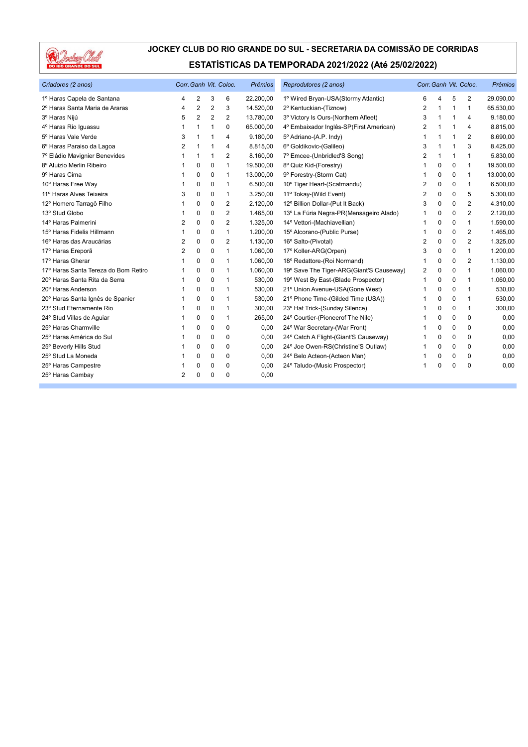# JOCKEY CLUB DO RIO GRANDE DO SUL - SECRETARIA DA COMISSÃO DE CORRIDAS

## ESTATÍSTICAS DA TEMPORADA 2021/2022 (Até 25/02/2022)

| *Criadores (2 anos)* | *Corr.* | *Ganh* | *Vit.* | *Coloc.* | *Prêmios* |
|---|---|---|---|---|---|
| 1º Haras Capela de Santana | 4 | 2 | 3 | 6 | 22.200,00 |
| 2º Haras Santa Maria de Araras | 4 | 2 | 2 | 3 | 14.520,00 |
| 3º Haras Nijú | 5 | 2 | 2 | 2 | 13.780,00 |
| 4º Haras Rio Iguassu | 1 | 1 | 1 | 0 | 65.000,00 |
| 5º Haras Vale Verde | 3 | 1 | 1 | 4 | 9.180,00 |
| 6º Haras Paraiso da Lagoa | 2 | 1 | 1 | 4 | 8.815,00 |
| 7º Eládio Mavignier Benevides | 1 | 1 | 1 | 2 | 8.160,00 |
| 8º Aluizio Merlin Ribeiro | 1 | 0 | 0 | 1 | 19.500,00 |
| 9º Haras Cima | 1 | 0 | 0 | 1 | 13.000,00 |
| 10º Haras Free Way | 1 | 0 | 0 | 1 | 6.500,00 |
| 11º Haras Alves Teixeira | 3 | 0 | 0 | 1 | 3.250,00 |
| 12º Homero Tarragô Filho | 1 | 0 | 0 | 2 | 2.120,00 |
| 13º Stud Globo | 1 | 0 | 0 | 2 | 1.465,00 |
| 14º Haras Palmerini | 2 | 0 | 0 | 2 | 1.325,00 |
| 15º Haras Fidelis Hillmann | 1 | 0 | 0 | 1 | 1.200,00 |
| 16º Haras das Araucárias | 2 | 0 | 0 | 2 | 1.130,00 |
| 17º Haras Ereporã | 2 | 0 | 0 | 1 | 1.060,00 |
| 17º Haras Gherar | 1 | 0 | 0 | 1 | 1.060,00 |
| 17º Haras Santa Tereza do Bom Retiro | 1 | 0 | 0 | 1 | 1.060,00 |
| 20º Haras Santa Rita da Serra | 1 | 0 | 0 | 1 | 530,00 |
| 20º Haras Anderson | 1 | 0 | 0 | 1 | 530,00 |
| 20º Haras Santa Ignês de Spanier | 1 | 0 | 0 | 1 | 530,00 |
| 23º Stud Eternamente Rio | 1 | 0 | 0 | 1 | 300,00 |
| 24º Stud Villas de Aguiar | 1 | 0 | 0 | 1 | 265,00 |
| 25º Haras Charmville | 1 | 0 | 0 | 0 | 0,00 |
| 25º Haras América do Sul | 1 | 0 | 0 | 0 | 0,00 |
| 25º Beverly Hills Stud | 1 | 0 | 0 | 0 | 0,00 |
| 25º Stud La Moneda | 1 | 0 | 0 | 0 | 0,00 |
| 25º Haras Campestre | 1 | 0 | 0 | 0 | 0,00 |
| 25º Haras Cambay | 2 | 0 | 0 | 0 | 0,00 |

| *Reprodutores (2 anos)* | *Corr.* | *Ganh* | *Vit.* | *Coloc.* | *Prêmios* |
|---|---|---|---|---|---|
| 1º Wired Bryan-USA(Stormy Atlantic) | 6 | 4 | 5 | 2 | 29.090,00 |
| 2º Kentuckian-(Tiznow) | 2 | 1 | 1 | 1 | 65.530,00 |
| 3º Victory Is Ours-(Northern Afleet) | 3 | 1 | 1 | 4 | 9.180,00 |
| 4º Embaixador Inglês-SP(First American) | 2 | 1 | 1 | 4 | 8.815,00 |
| 5º Adriano-(A.P. Indy) | 1 | 1 | 1 | 2 | 8.690,00 |
| 6º Goldikovic-(Galileo) | 3 | 1 | 1 | 3 | 8.425,00 |
| 7º Emcee-(Unbridled'S Song) | 2 | 1 | 1 | 1 | 5.830,00 |
| 8º Quiz Kid-(Forestry) | 1 | 0 | 0 | 1 | 19.500,00 |
| 9º Forestry-(Storm Cat) | 1 | 0 | 0 | 1 | 13.000,00 |
| 10º Tiger Heart-(Scatmandu) | 2 | 0 | 0 | 1 | 6.500,00 |
| 11º Tokay-(Wild Event) | 2 | 0 | 0 | 5 | 5.300,00 |
| 12º Billion Dollar-(Put It Back) | 3 | 0 | 0 | 2 | 4.310,00 |
| 13º La Fúria Negra-PR(Mensageiro Alado) | 1 | 0 | 0 | 2 | 2.120,00 |
| 14º Vettori-(Machiavellian) | 1 | 0 | 0 | 1 | 1.590,00 |
| 15º Alcorano-(Public Purse) | 1 | 0 | 0 | 2 | 1.465,00 |
| 16º Salto-(Pivotal) | 2 | 0 | 0 | 2 | 1.325,00 |
| 17º Koller-ARG(Orpen) | 3 | 0 | 0 | 1 | 1.200,00 |
| 18º Redattore-(Roi Normand) | 1 | 0 | 0 | 2 | 1.130,00 |
| 19º Save The Tiger-ARG(Giant'S Causeway) | 2 | 0 | 0 | 1 | 1.060,00 |
| 19º West By East-(Blade Prospector) | 1 | 0 | 0 | 1 | 1.060,00 |
| 21º Union Avenue-USA(Gone West) | 1 | 0 | 0 | 1 | 530,00 |
| 21º Phone Time-(Gilded Time (USA)) | 1 | 0 | 0 | 1 | 530,00 |
| 23º Hat Trick-(Sunday Silence) | 1 | 0 | 0 | 1 | 300,00 |
| 24º Courtier-(Pioneerof The Nile) | 1 | 0 | 0 | 0 | 0,00 |
| 24º War Secretary-(War Front) | 1 | 0 | 0 | 0 | 0,00 |
| 24º Catch A Flight-(Giant'S Causeway) | 1 | 0 | 0 | 0 | 0,00 |
| 24º Joe Owen-RS(Christine'S Outlaw) | 1 | 0 | 0 | 0 | 0,00 |
| 24º Belo Acteon-(Acteon Man) | 1 | 0 | 0 | 0 | 0,00 |
| 24º Taludo-(Music Prospector) | 1 | 0 | 0 | 0 | 0,00 |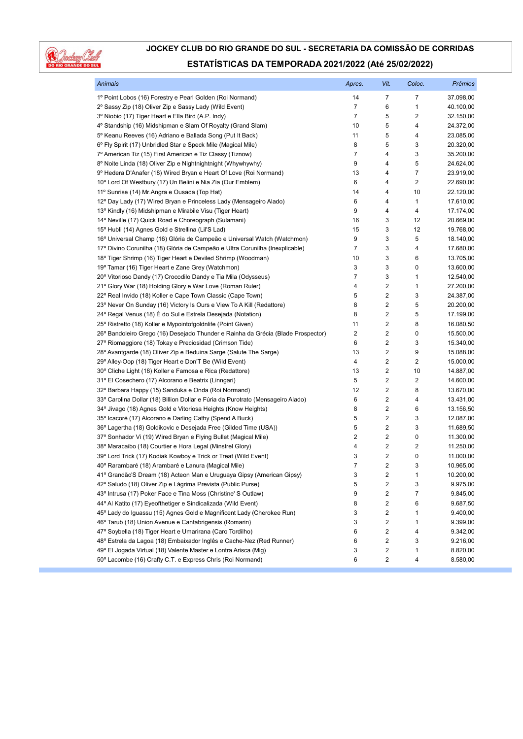# JOCKEY CLUB DO RIO GRANDE DO SUL - SECRETARIA DA COMISSÃO DE CORRIDAS

## ESTATÍSTICAS DA TEMPORADA 2021/2022 (Até 25/02/2022)

| *Animais* | *Apres.* | *Vit.* | *Coloc.* | *Prêmios* |
|---|---|---|---|---|
| 1º Point Lobos (16) Forestry e Pearl Golden (Roi Normand) | 14 | 7 | 7 | 37.098,00 |
| 2º Sassy Zip (18) Oliver Zip e Sassy Lady (Wild Event) | 7 | 6 | 1 | 40.100,00 |
| 3º Niobio (17) Tiger Heart e Ella Bird (A.P. Indy) | 7 | 5 | 2 | 32.150,00 |
| 4º Standship (16) Midshipman e Slam Of Royalty (Grand Slam) | 10 | 5 | 4 | 24.372,00 |
| 5º Keanu Reeves (16) Adriano e Ballada Song (Put It Back) | 11 | 5 | 4 | 23.085,00 |
| 6º Fly Spirit (17) Unbridled Star e Speck Mile (Magical Mile) | 8 | 5 | 3 | 20.320,00 |
| 7º American Tiz (15) First American e Tiz Classy (Tiznow) | 7 | 4 | 3 | 35.200,00 |
| 8º Noite Linda (18) Oliver Zip e Nightnightnight (Whywhywhy) | 9 | 4 | 5 | 24.624,00 |
| 9º Hedera D'Anafer (18) Wired Bryan e Heart Of Love (Roi Normand) | 13 | 4 | 7 | 23.919,00 |
| 10º Lord Of Westbury (17) Un Belini e Nia Zia (Our Emblem) | 6 | 4 | 2 | 22.690,00 |
| 11º Sunrise (14) Mr.Angra e Ousada (Top Hat) | 14 | 4 | 10 | 22.120,00 |
| 12º Day Lady (17) Wired Bryan e Princeless Lady (Mensageiro Alado) | 6 | 4 | 1 | 17.610,00 |
| 13º Kindly (16) Midshipman e Mirabile Visu (Tiger Heart) | 9 | 4 | 4 | 17.174,00 |
| 14º Neville (17) Quick Road e Choreograph (Sulamani) | 16 | 3 | 12 | 20.669,00 |
| 15º Hubli (14) Agnes Gold e Strellina (Lil'S Lad) | 15 | 3 | 12 | 19.768,00 |
| 16º Universal Champ (16) Glória de Campeão e Universal Watch (Watchmon) | 9 | 3 | 5 | 18.140,00 |
| 17º Divino Corunilha (18) Glória de Campeão e Ultra Corunilha (Inexplicable) | 7 | 3 | 4 | 17.680,00 |
| 18º Tiger Shrimp (16) Tiger Heart e Deviled Shrimp (Woodman) | 10 | 3 | 6 | 13.705,00 |
| 19º Tamar (16) Tiger Heart e Zane Grey (Watchmon) | 3 | 3 | 0 | 13.600,00 |
| 20º Vitorioso Dandy (17) Crocodilo Dandy e Tia Mila (Odysseus) | 7 | 3 | 1 | 12.540,00 |
| 21º Glory War (18) Holding Glory e War Love (Roman Ruler) | 4 | 2 | 1 | 27.200,00 |
| 22º Real Invido (18) Koller e Cape Town Classic (Cape Town) | 5 | 2 | 3 | 24.387,00 |
| 23º Never On Sunday (16) Victory Is Ours e View To A Kill (Redattore) | 8 | 2 | 5 | 20.200,00 |
| 24º Regal Venus (18) É do Sul e Estrela Desejada (Notation) | 8 | 2 | 5 | 17.199,00 |
| 25º Ristretto (18) Koller e Mypointofgoldnlife (Point Given) | 11 | 2 | 8 | 16.080,50 |
| 26º Bandoleiro Grego (16) Desejado Thunder e Rainha da Grécia (Blade Prospector) | 2 | 2 | 0 | 15.500,00 |
| 27º Riomaggiore (18) Tokay e Preciosidad (Crimson Tide) | 6 | 2 | 3 | 15.340,00 |
| 28º Avantgarde (18) Oliver Zip e Beduina Sarge (Salute The Sarge) | 13 | 2 | 9 | 15.088,00 |
| 29º Alley-Oop (18) Tiger Heart e Don'T Be (Wild Event) | 4 | 2 | 2 | 15.000,00 |
| 30º Cliche Light (18) Koller e Famosa e Rica (Redattore) | 13 | 2 | 10 | 14.887,00 |
| 31º El Cosechero (17) Alcorano e Beatrix (Linngari) | 5 | 2 | 2 | 14.600,00 |
| 32º Barbara Happy (15) Sanduka e Onda (Roi Normand) | 12 | 2 | 8 | 13.670,00 |
| 33º Carolina Dollar (18) Billion Dollar e Fúria da Purotrato (Mensageiro Alado) | 6 | 2 | 4 | 13.431,00 |
| 34º Jivago (18) Agnes Gold e Vitoriosa Heights (Know Heights) | 8 | 2 | 6 | 13.156,50 |
| 35º Icacoré (17) Alcorano e Darling Cathy (Spend A Buck) | 5 | 2 | 3 | 12.087,00 |
| 36º Lagertha (18) Goldikovic e Desejada Free (Gilded Time (USA)) | 5 | 2 | 3 | 11.689,50 |
| 37º Sonhador Vi (19) Wired Bryan e Flying Bullet (Magical Mile) | 2 | 2 | 0 | 11.300,00 |
| 38º Maracaibo (18) Courtier e Hora Legal (Minstrel Glory) | 4 | 2 | 2 | 11.250,00 |
| 39º Lord Trick (17) Kodiak Kowboy e Trick or Treat (Wild Event) | 3 | 2 | 0 | 11.000,00 |
| 40º Rarambaré (18) Arambaré e Lanura (Magical Mile) | 7 | 2 | 3 | 10.965,00 |
| 41º Grandão'S Dream (18) Acteon Man e Uruguaya Gipsy (American Gipsy) | 3 | 2 | 1 | 10.200,00 |
| 42º Saludo (18) Oliver Zip e Lágrima Prevista (Public Purse) | 5 | 2 | 3 | 9.975,00 |
| 43º Intrusa (17) Poker Face e Tina Moss (Christine' S Outlaw) | 9 | 2 | 7 | 9.845,00 |
| 44º Al Katito (17) Eyeofthetiger e Sindicalizada (Wild Event) | 8 | 2 | 6 | 9.687,50 |
| 45º Lady do Iguassu (15) Agnes Gold e Magnificent Lady (Cherokee Run) | 3 | 2 | 1 | 9.400,00 |
| 46º Tarub (18) Union Avenue e Cantabrigensis (Romarin) | 3 | 2 | 1 | 9.399,00 |
| 47º Soybella (18) Tiger Heart e Umarirana (Caro Tordilho) | 6 | 2 | 4 | 9.342,00 |
| 48º Estrela da Lagoa (18) Embaixador Inglês e Cache-Nez (Red Runner) | 6 | 2 | 3 | 9.216,00 |
| 49º El Jogada Virtual (18) Valente Master e Lontra Arisca (Mig) | 3 | 2 | 1 | 8.820,00 |
| 50º Lacombe (16) Crafty C.T. e Express Chris (Roi Normand) | 6 | 2 | 4 | 8.580,00 |